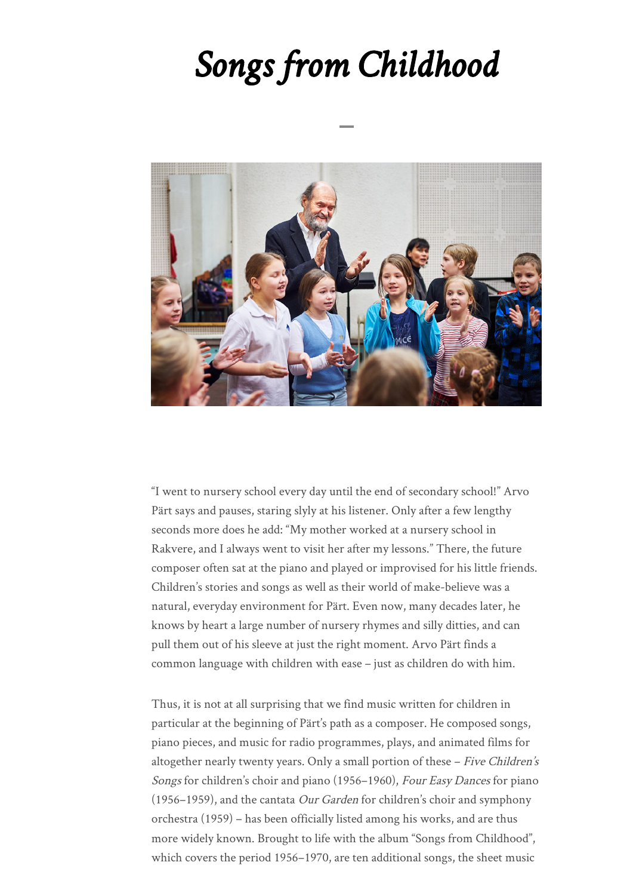# *Songs from Childhood*

"I went to nursery school every day until the end of secondary school!" Arvo Pärt says and pauses, staring slyly at his listener. Only after a few lengthy seconds more does he add: "My mother worked at a nursery school in Rakvere, and I always went to visit her after my lessons." There, the future composer often sat at the piano and played or improvised for his little friends. Children's stories and songs as well as their world of make-believe was a natural, everyday environment for Pärt. Even now, many decades later, he knows by heart a large number of nursery rhymes and silly ditties, and can pull them out of his sleeve at just the right moment. Arvo Pärt finds a common language with children with ease – just as children do with him.

Thus, it is not at all surprising that we find music written for children in particular at the beginning of Pärt's path as a composer. He composed songs, piano pieces, and music for radio programmes, plays, and animated films for altogether nearly twenty years. Only a small portion of these – *Five Children's Songs* for children's choir and piano (1956–1960), *Four Easy Dances* for piano (1956–1959), and the cantata *Our Garden* for children's choir and symphony orchestra (1959) – has been officially listed among his works, and are thus more widely known. Brought to life with the album "Songs from Childhood", which covers the period 1956–1970, are ten additional songs, the sheet music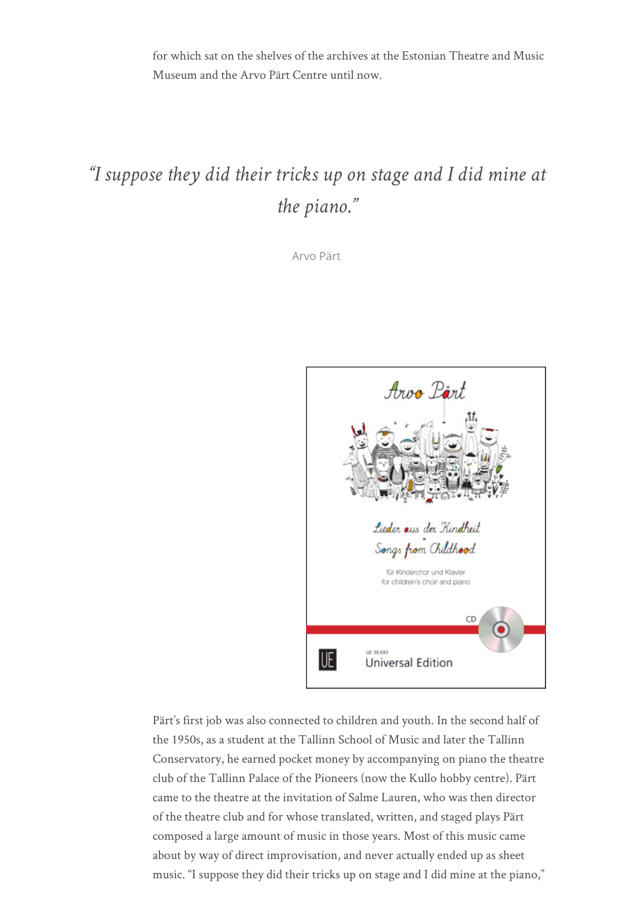for which sat on the shelves of the archives at the Estonian Theatre and Music Museum and the Arvo Pärt Centre until now.

> *"I suppose they did their tricks up on stage and I did mine at the piano."*
>
> Arvo Pärt

Pärt's first job was also connected to children and youth. In the second half of the 1950s, as a student at the Tallinn School of Music and later the Tallinn Conservatory, he earned pocket money by accompanying on piano the theatre club of the Tallinn Palace of the Pioneers (now the Kullo hobby centre). Pärt came to the theatre at the invitation of Salme Lauren, who was then director of the theatre club and for whose translated, written, and staged plays Pärt composed a large amount of music in those years. Most of this music came about by way of direct improvisation, and never actually ended up as sheet music. "I suppose they did their tricks up on stage and I did mine at the piano,"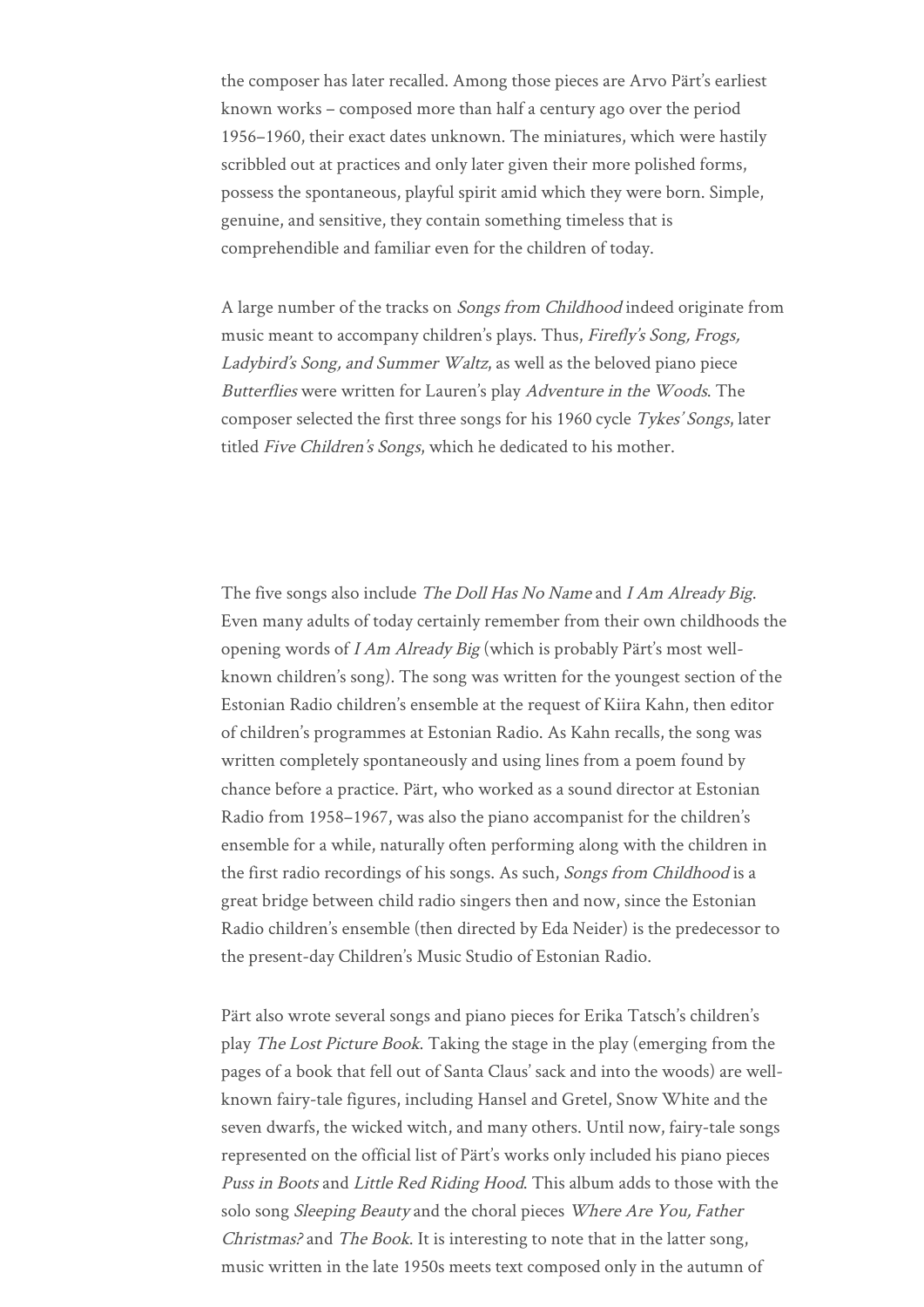the composer has later recalled. Among those pieces are Arvo Pärt's earliest known works – composed more than half a century ago over the period 1956–1960, their exact dates unknown. The miniatures, which were hastily scribbled out at practices and only later given their more polished forms, possess the spontaneous, playful spirit amid which they were born. Simple, genuine, and sensitive, they contain something timeless that is comprehendible and familiar even for the children of today.

A large number of the tracks on *Songs from Childhood* indeed originate from music meant to accompany children's plays. Thus, *Firefly's Song, Frogs, Ladybird's Song, and Summer Waltz*, as well as the beloved piano piece *Butterflies* were written for Lauren's play *Adventure in the Woods*. The composer selected the first three songs for his 1960 cycle *Tykes' Songs*, later titled *Five Children's Songs*, which he dedicated to his mother.

The five songs also include *The Doll Has No Name* and *I Am Already Big*. Even many adults of today certainly remember from their own childhoods the opening words of *I Am Already Big* (which is probably Pärt's most well-known children's song). The song was written for the youngest section of the Estonian Radio children's ensemble at the request of Kiira Kahn, then editor of children's programmes at Estonian Radio. As Kahn recalls, the song was written completely spontaneously and using lines from a poem found by chance before a practice. Pärt, who worked as a sound director at Estonian Radio from 1958–1967, was also the piano accompanist for the children's ensemble for a while, naturally often performing along with the children in the first radio recordings of his songs. As such, *Songs from Childhood* is a great bridge between child radio singers then and now, since the Estonian Radio children's ensemble (then directed by Eda Neider) is the predecessor to the present-day Children's Music Studio of Estonian Radio.

Pärt also wrote several songs and piano pieces for Erika Tatsch's children's play *The Lost Picture Book*. Taking the stage in the play (emerging from the pages of a book that fell out of Santa Claus' sack and into the woods) are well-known fairy-tale figures, including Hansel and Gretel, Snow White and the seven dwarfs, the wicked witch, and many others. Until now, fairy-tale songs represented on the official list of Pärt's works only included his piano pieces *Puss in Boots* and *Little Red Riding Hood*. This album adds to those with the solo song *Sleeping Beauty* and the choral pieces *Where Are You, Father Christmas?* and *The Book*. It is interesting to note that in the latter song, music written in the late 1950s meets text composed only in the autumn of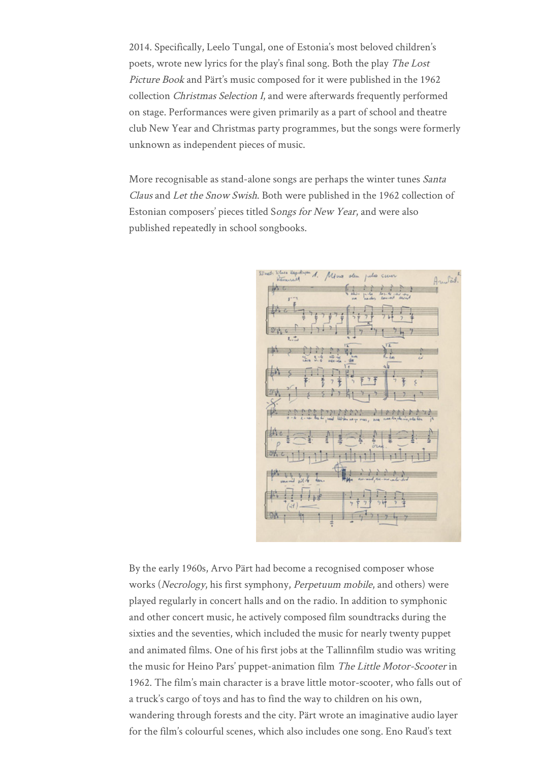2014. Specifically, Leelo Tungal, one of Estonia's most beloved children's poets, wrote new lyrics for the play's final song. Both the play *The Lost Picture Book* and Pärt's music composed for it were published in the 1962 collection *Christmas Selection I*, and were afterwards frequently performed on stage. Performances were given primarily as a part of school and theatre club New Year and Christmas party programmes, but the songs were formerly unknown as independent pieces of music.

More recognisable as stand-alone songs are perhaps the winter tunes *Santa Claus* and *Let the Snow Swish*. Both were published in the 1962 collection of Estonian composers' pieces titled S*ongs for New Year*, and were also published repeatedly in school songbooks.

By the early 1960s, Arvo Pärt had become a recognised composer whose works (*Necrology*, his first symphony, *Perpetuum mobile*, and others) were played regularly in concert halls and on the radio. In addition to symphonic and other concert music, he actively composed film soundtracks during the sixties and the seventies, which included the music for nearly twenty puppet and animated films. One of his first jobs at the Tallinnfilm studio was writing the music for Heino Pars' puppet-animation film *The Little Motor-Scooter* in 1962. The film's main character is a brave little motor-scooter, who falls out of a truck's cargo of toys and has to find the way to children on his own, wandering through forests and the city. Pärt wrote an imaginative audio layer for the film's colourful scenes, which also includes one song. Eno Raud's text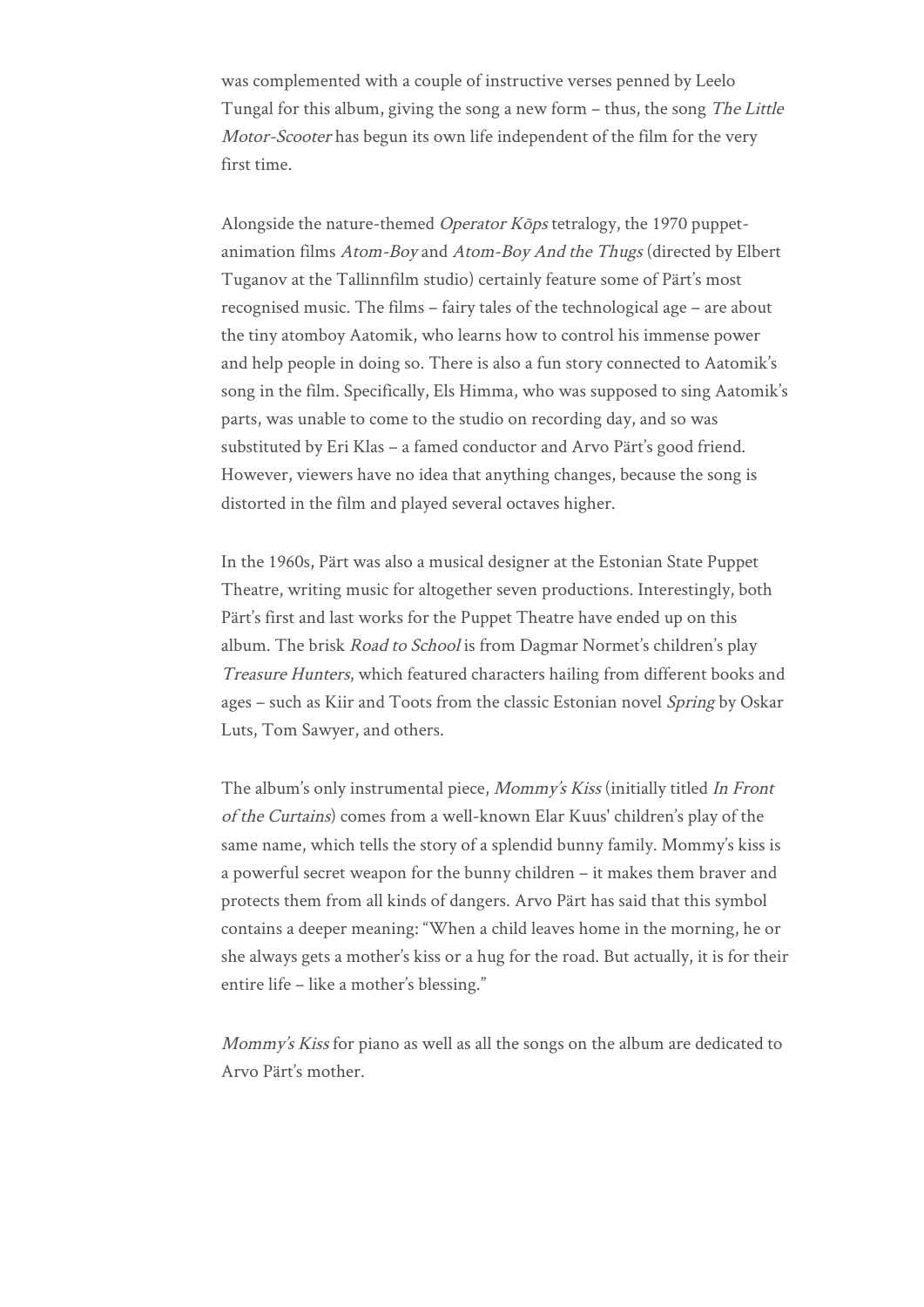was complemented with a couple of instructive verses penned by Leelo Tungal for this album, giving the song a new form – thus, the song *The Little Motor-Scooter* has begun its own life independent of the film for the very first time.

Alongside the nature-themed *Operator Kõps* tetralogy, the 1970 puppet-animation films *Atom-Boy* and *Atom-Boy And the Thugs* (directed by Elbert Tuganov at the Tallinnfilm studio) certainly feature some of Pärt's most recognised music. The films – fairy tales of the technological age – are about the tiny atomboy Aatomik, who learns how to control his immense power and help people in doing so. There is also a fun story connected to Aatomik's song in the film. Specifically, Els Himma, who was supposed to sing Aatomik's parts, was unable to come to the studio on recording day, and so was substituted by Eri Klas – a famed conductor and Arvo Pärt's good friend. However, viewers have no idea that anything changes, because the song is distorted in the film and played several octaves higher.

In the 1960s, Pärt was also a musical designer at the Estonian State Puppet Theatre, writing music for altogether seven productions. Interestingly, both Pärt's first and last works for the Puppet Theatre have ended up on this album. The brisk *Road to School* is from Dagmar Normet's children's play *Treasure Hunters*, which featured characters hailing from different books and ages – such as Kiir and Toots from the classic Estonian novel *Spring* by Oskar Luts, Tom Sawyer, and others.

The album's only instrumental piece, *Mommy's Kiss* (initially titled *In Front of the Curtains*) comes from a well-known Elar Kuus' children's play of the same name, which tells the story of a splendid bunny family. Mommy's kiss is a powerful secret weapon for the bunny children – it makes them braver and protects them from all kinds of dangers. Arvo Pärt has said that this symbol contains a deeper meaning: "When a child leaves home in the morning, he or she always gets a mother's kiss or a hug for the road. But actually, it is for their entire life – like a mother's blessing."

*Mommy's Kiss* for piano as well as all the songs on the album are dedicated to Arvo Pärt's mother.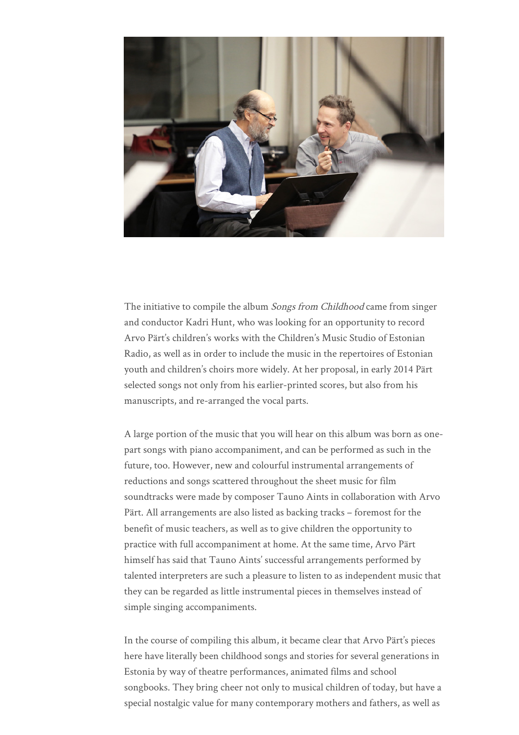The initiative to compile the album *Songs from Childhood* came from singer and conductor Kadri Hunt, who was looking for an opportunity to record Arvo Pärt's children's works with the Children's Music Studio of Estonian Radio, as well as in order to include the music in the repertoires of Estonian youth and children's choirs more widely. At her proposal, in early 2014 Pärt selected songs not only from his earlier-printed scores, but also from his manuscripts, and re-arranged the vocal parts.

A large portion of the music that you will hear on this album was born as one-part songs with piano accompaniment, and can be performed as such in the future, too. However, new and colourful instrumental arrangements of reductions and songs scattered throughout the sheet music for film soundtracks were made by composer Tauno Aints in collaboration with Arvo Pärt. All arrangements are also listed as backing tracks – foremost for the benefit of music teachers, as well as to give children the opportunity to practice with full accompaniment at home. At the same time, Arvo Pärt himself has said that Tauno Aints' successful arrangements performed by talented interpreters are such a pleasure to listen to as independent music that they can be regarded as little instrumental pieces in themselves instead of simple singing accompaniments.

In the course of compiling this album, it became clear that Arvo Pärt's pieces here have literally been childhood songs and stories for several generations in Estonia by way of theatre performances, animated films and school songbooks. They bring cheer not only to musical children of today, but have a special nostalgic value for many contemporary mothers and fathers, as well as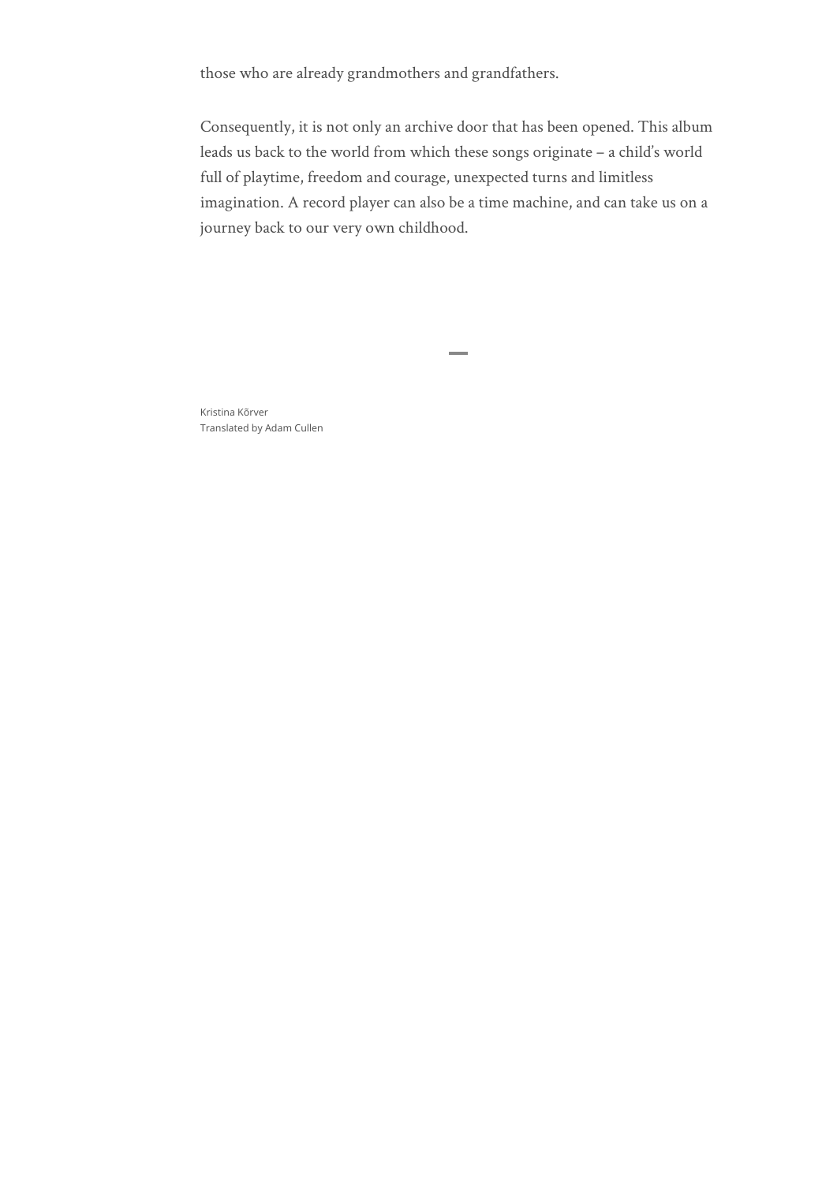those who are already grandmothers and grandfathers.

Consequently, it is not only an archive door that has been opened. This album leads us back to the world from which these songs originate – a child's world full of playtime, freedom and courage, unexpected turns and limitless imagination. A record player can also be a time machine, and can take us on a journey back to our very own childhood.

—

Kristina Kõrver
Translated by Adam Cullen